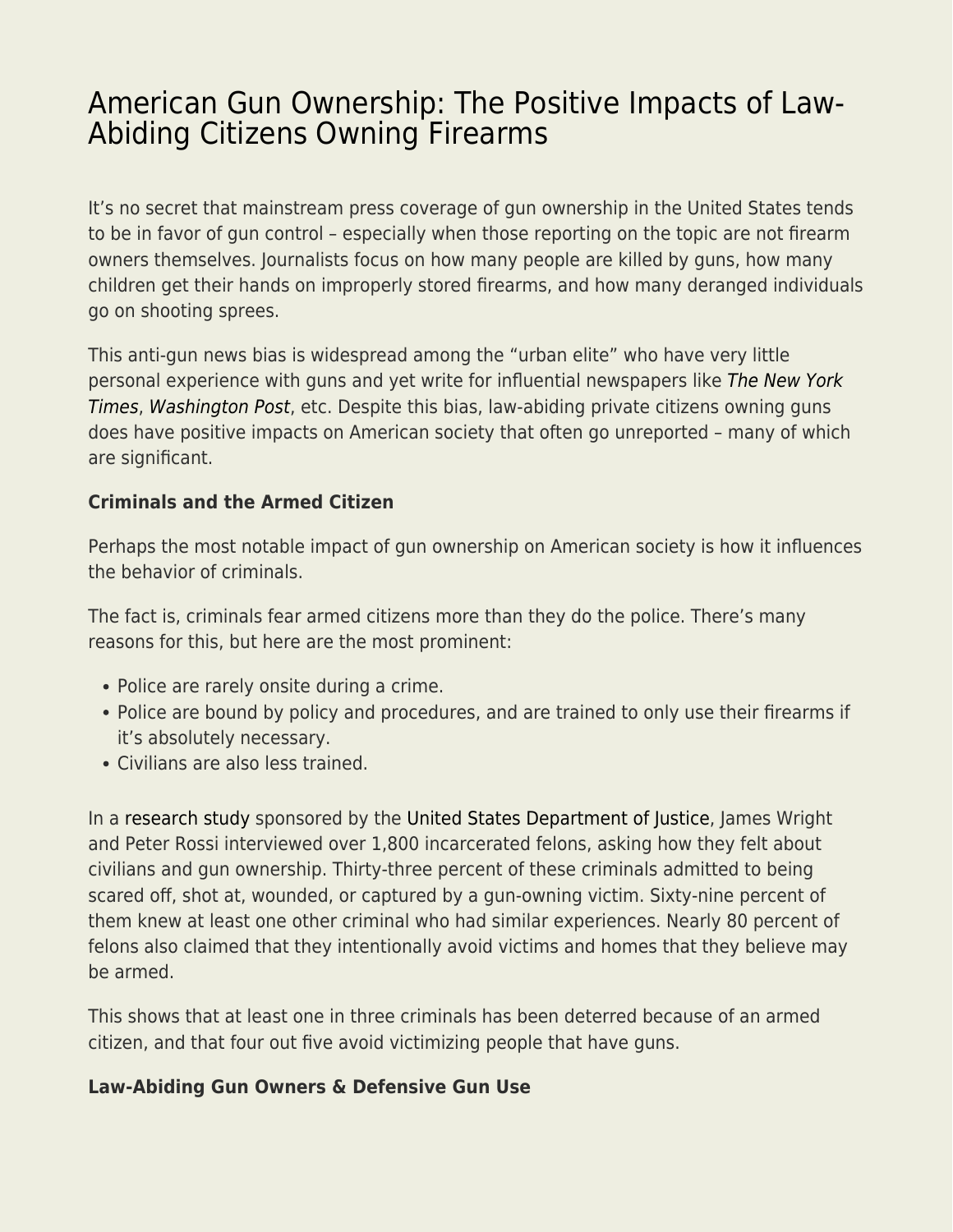# American Gun Ownership: The Positive Impacts of Law-Abiding Citizens Owning Firearms

It's no secret that mainstream press coverage of gun ownership in the United States tends to be in favor of gun control – especially when those reporting on the topic are not firearm owners themselves. Journalists focus on how many people are killed by guns, how many children get their hands on improperly stored firearms, and how many deranged individuals go on shooting sprees.

This anti-gun news bias is widespread among the "urban elite" who have very little personal experience with guns and yet write for influential newspapers like *The New York Times*, *Washington Post*, etc. Despite this bias, law-abiding private citizens owning guns does have positive impacts on American society that often go unreported – many of which are significant.

**Criminals and the Armed Citizen**

Perhaps the most notable impact of gun ownership on American society is how it influences the behavior of criminals.

The fact is, criminals fear armed citizens more than they do the police. There's many reasons for this, but here are the most prominent:

- Police are rarely onsite during a crime.
- Police are bound by policy and procedures, and are trained to only use their firearms if it's absolutely necessary.
- Civilians are also less trained.

In a research study sponsored by the United States Department of Justice, James Wright and Peter Rossi interviewed over 1,800 incarcerated felons, asking how they felt about civilians and gun ownership. Thirty-three percent of these criminals admitted to being scared off, shot at, wounded, or captured by a gun-owning victim. Sixty-nine percent of them knew at least one other criminal who had similar experiences. Nearly 80 percent of felons also claimed that they intentionally avoid victims and homes that they believe may be armed.

This shows that at least one in three criminals has been deterred because of an armed citizen, and that four out five avoid victimizing people that have guns.

**Law-Abiding Gun Owners & Defensive Gun Use**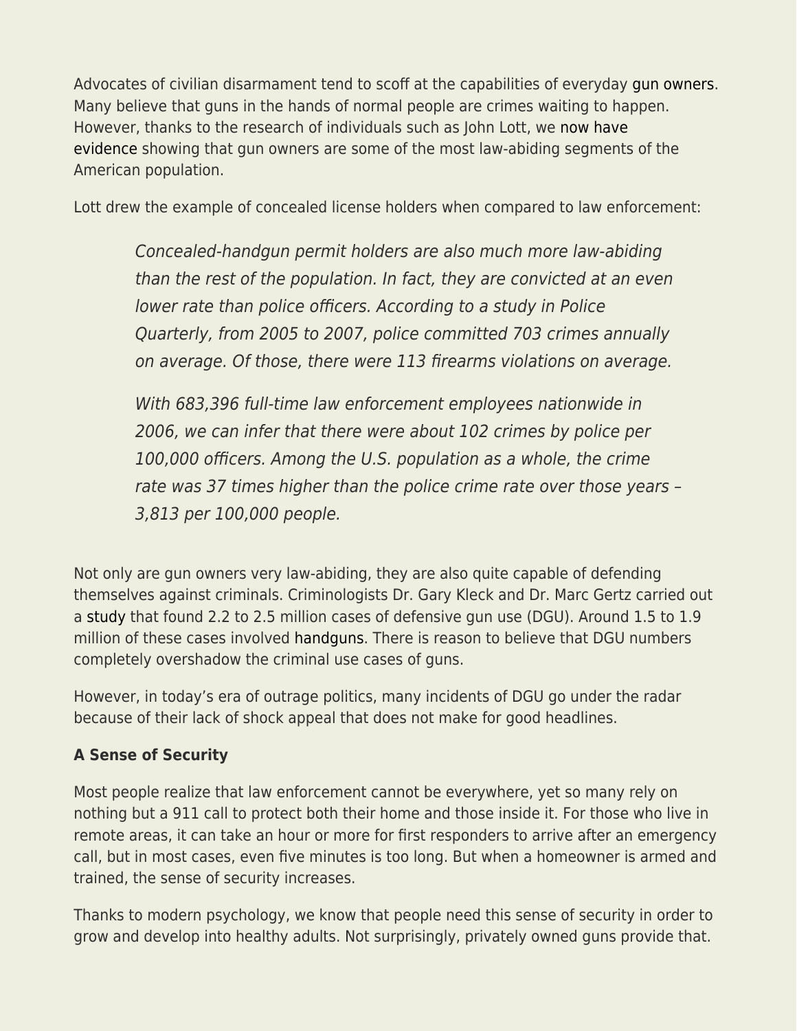Advocates of civilian disarmament tend to scoff at the capabilities of everyday gun owners. Many believe that guns in the hands of normal people are crimes waiting to happen. However, thanks to the research of individuals such as John Lott, we now have evidence showing that gun owners are some of the most law-abiding segments of the American population.

Lott drew the example of concealed license holders when compared to law enforcement:

> *Concealed-handgun permit holders are also much more law-abiding than the rest of the population. In fact, they are convicted at an even lower rate than police officers. According to a study in Police Quarterly, from 2005 to 2007, police committed 703 crimes annually on average. Of those, there were 113 firearms violations on average.*
>
> *With 683,396 full-time law enforcement employees nationwide in 2006, we can infer that there were about 102 crimes by police per 100,000 officers. Among the U.S. population as a whole, the crime rate was 37 times higher than the police crime rate over those years – 3,813 per 100,000 people.*

Not only are gun owners very law-abiding, they are also quite capable of defending themselves against criminals. Criminologists Dr. Gary Kleck and Dr. Marc Gertz carried out a study that found 2.2 to 2.5 million cases of defensive gun use (DGU). Around 1.5 to 1.9 million of these cases involved handguns. There is reason to believe that DGU numbers completely overshadow the criminal use cases of guns.

However, in today's era of outrage politics, many incidents of DGU go under the radar because of their lack of shock appeal that does not make for good headlines.

**A Sense of Security**

Most people realize that law enforcement cannot be everywhere, yet so many rely on nothing but a 911 call to protect both their home and those inside it. For those who live in remote areas, it can take an hour or more for first responders to arrive after an emergency call, but in most cases, even five minutes is too long. But when a homeowner is armed and trained, the sense of security increases.

Thanks to modern psychology, we know that people need this sense of security in order to grow and develop into healthy adults. Not surprisingly, privately owned guns provide that.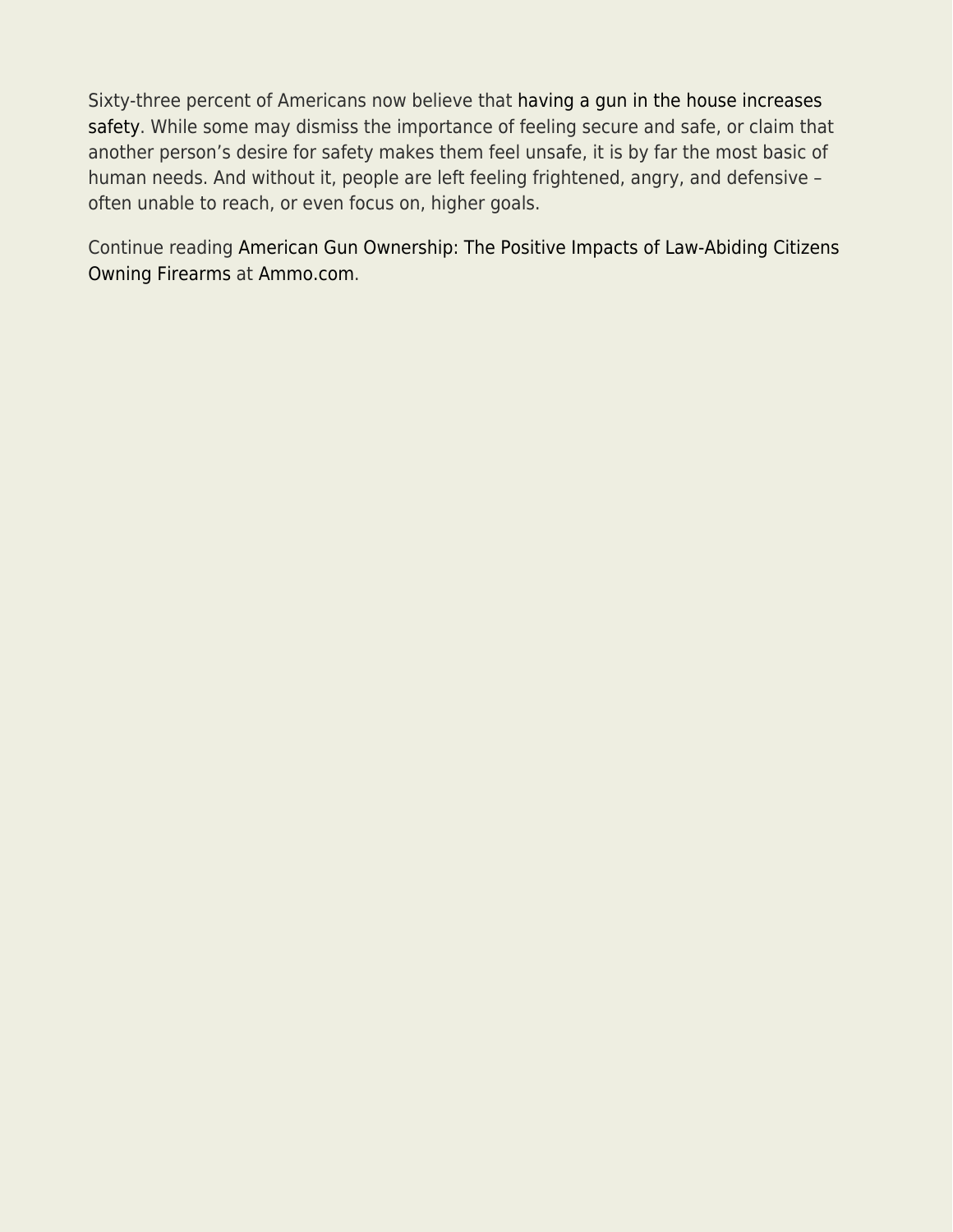Sixty-three percent of Americans now believe that having a gun in the house increases safety. While some may dismiss the importance of feeling secure and safe, or claim that another person's desire for safety makes them feel unsafe, it is by far the most basic of human needs. And without it, people are left feeling frightened, angry, and defensive – often unable to reach, or even focus on, higher goals.

Continue reading American Gun Ownership: The Positive Impacts of Law-Abiding Citizens Owning Firearms at Ammo.com.